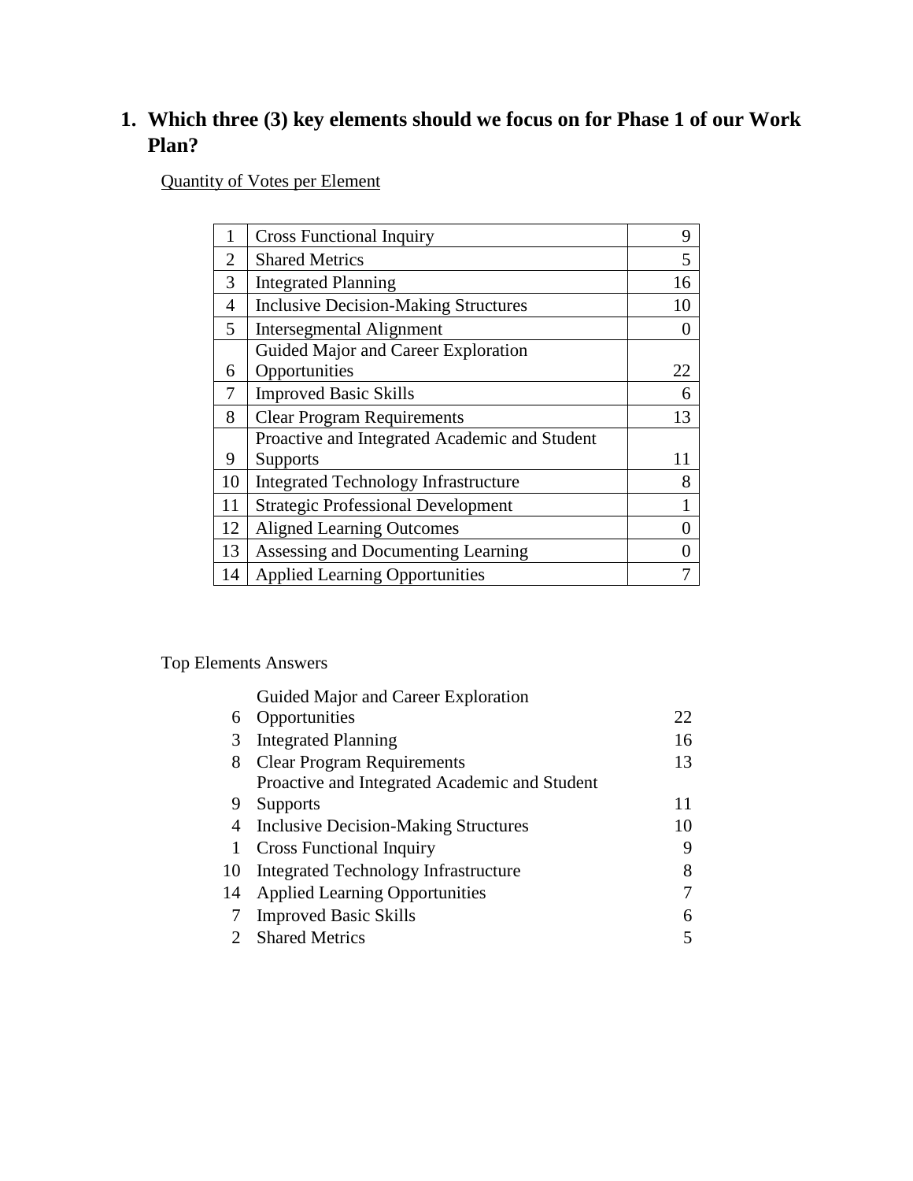1. **Which three (3) key elements should we focus on for Phase 1 of our Work Plan?**

<u>Quantity of Votes per Element</u>

| | | |
|---|---|---|
| 1 | Cross Functional Inquiry | 9 |
| 2 | Shared Metrics | 5 |
| 3 | Integrated Planning | 16 |
| 4 | Inclusive Decision-Making Structures | 10 |
| 5 | Intersegmental Alignment | 0 |
| 6 | Guided Major and Career Exploration Opportunities | 22 |
| 7 | Improved Basic Skills | 6 |
| 8 | Clear Program Requirements | 13 |
| 9 | Proactive and Integrated Academic and Student Supports | 11 |
| 10 | Integrated Technology Infrastructure | 8 |
| 11 | Strategic Professional Development | 1 |
| 12 | Aligned Learning Outcomes | 0 |
| 13 | Assessing and Documenting Learning | 0 |
| 14 | Applied Learning Opportunities | 7 |

Top Elements Answers

| | | |
|---|---|---|
| 6 | Guided Major and Career Exploration Opportunities | 22 |
| 3 | Integrated Planning | 16 |
| 8 | Clear Program Requirements | 13 |
| 9 | Proactive and Integrated Academic and Student Supports | 11 |
| 4 | Inclusive Decision-Making Structures | 10 |
| 1 | Cross Functional Inquiry | 9 |
| 10 | Integrated Technology Infrastructure | 8 |
| 14 | Applied Learning Opportunities | 7 |
| 7 | Improved Basic Skills | 6 |
| 2 | Shared Metrics | 5 |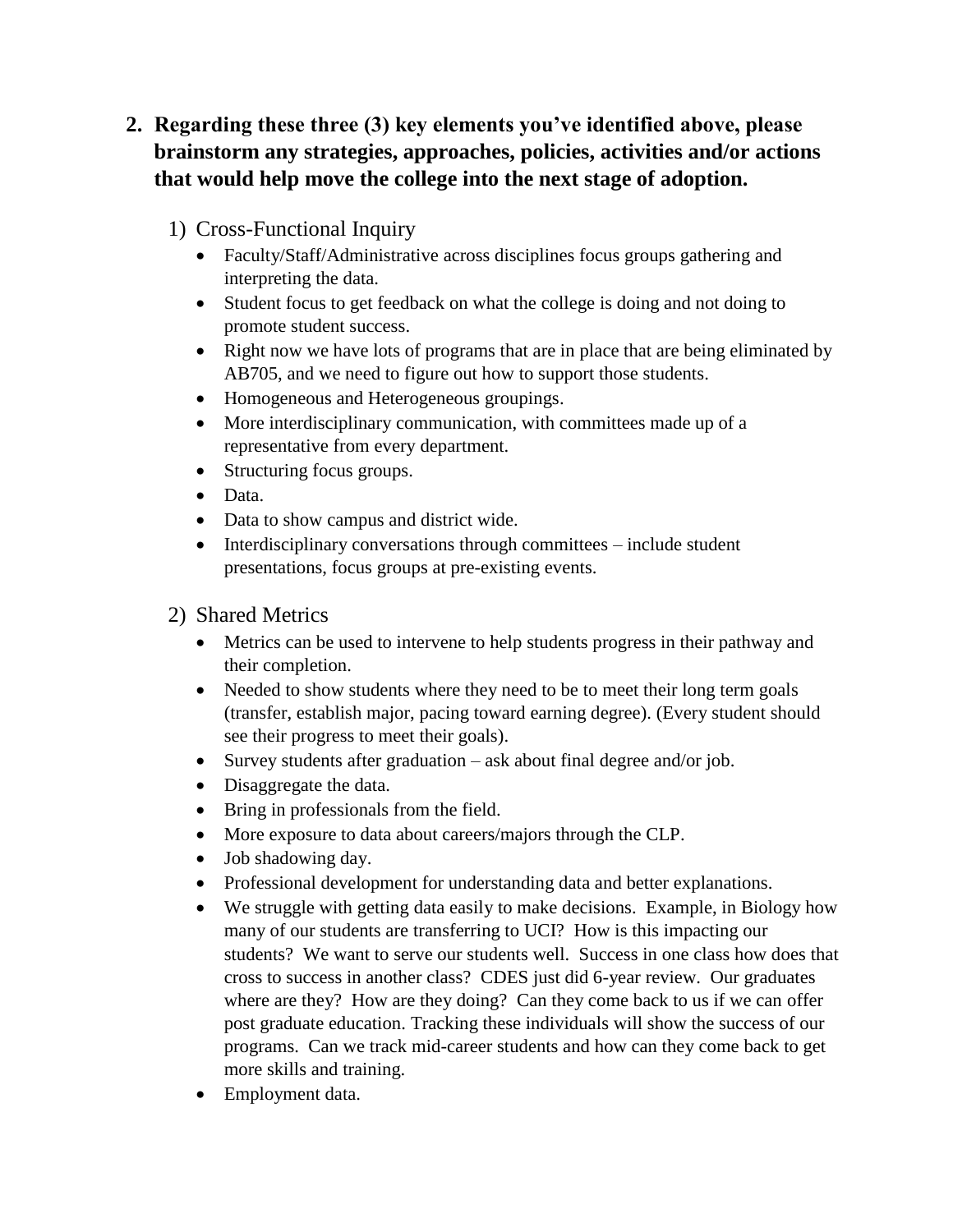2. **Regarding these three (3) key elements you've identified above, please brainstorm any strategies, approaches, policies, activities and/or actions that would help move the college into the next stage of adoption.**

   1) Cross-Functional Inquiry
      - Faculty/Staff/Administrative across disciplines focus groups gathering and interpreting the data.
      - Student focus to get feedback on what the college is doing and not doing to promote student success.
      - Right now we have lots of programs that are in place that are being eliminated by AB705, and we need to figure out how to support those students.
      - Homogeneous and Heterogeneous groupings.
      - More interdisciplinary communication, with committees made up of a representative from every department.
      - Structuring focus groups.
      - Data.
      - Data to show campus and district wide.
      - Interdisciplinary conversations through committees – include student presentations, focus groups at pre-existing events.

   2) Shared Metrics
      - Metrics can be used to intervene to help students progress in their pathway and their completion.
      - Needed to show students where they need to be to meet their long term goals (transfer, establish major, pacing toward earning degree). (Every student should see their progress to meet their goals).
      - Survey students after graduation – ask about final degree and/or job.
      - Disaggregate the data.
      - Bring in professionals from the field.
      - More exposure to data about careers/majors through the CLP.
      - Job shadowing day.
      - Professional development for understanding data and better explanations.
      - We struggle with getting data easily to make decisions. Example, in Biology how many of our students are transferring to UCI? How is this impacting our students? We want to serve our students well. Success in one class how does that cross to success in another class? CDES just did 6-year review. Our graduates where are they? How are they doing? Can they come back to us if we can offer post graduate education. Tracking these individuals will show the success of our programs. Can we track mid-career students and how can they come back to get more skills and training.
      - Employment data.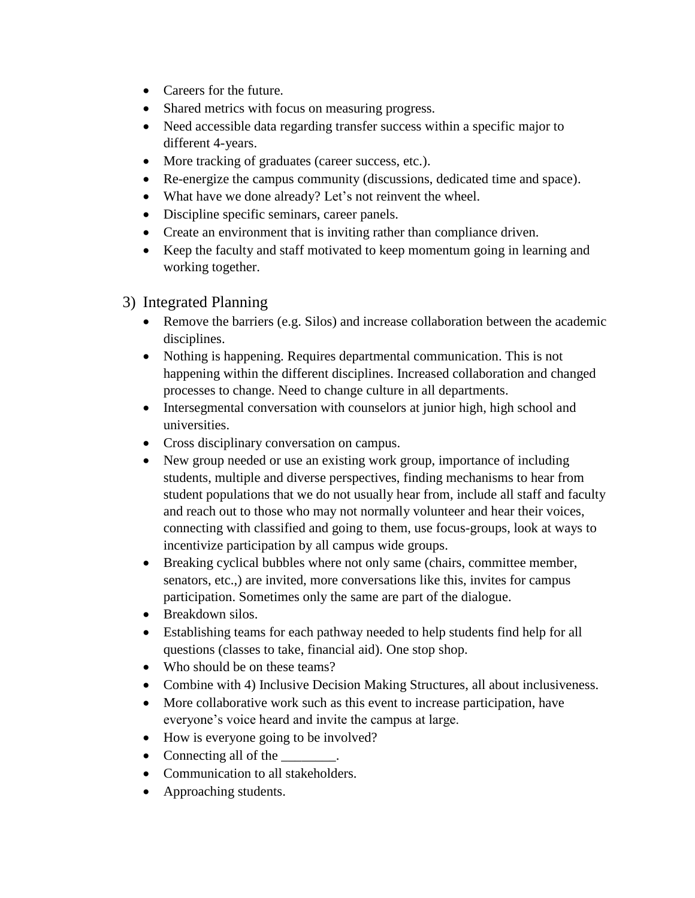- Careers for the future.
- Shared metrics with focus on measuring progress.
- Need accessible data regarding transfer success within a specific major to different 4-years.
- More tracking of graduates (career success, etc.).
- Re-energize the campus community (discussions, dedicated time and space).
- What have we done already? Let's not reinvent the wheel.
- Discipline specific seminars, career panels.
- Create an environment that is inviting rather than compliance driven.
- Keep the faculty and staff motivated to keep momentum going in learning and working together.

## 3) Integrated Planning

- Remove the barriers (e.g. Silos) and increase collaboration between the academic disciplines.
- Nothing is happening. Requires departmental communication. This is not happening within the different disciplines. Increased collaboration and changed processes to change. Need to change culture in all departments.
- Intersegmental conversation with counselors at junior high, high school and universities.
- Cross disciplinary conversation on campus.
- New group needed or use an existing work group, importance of including students, multiple and diverse perspectives, finding mechanisms to hear from student populations that we do not usually hear from, include all staff and faculty and reach out to those who may not normally volunteer and hear their voices, connecting with classified and going to them, use focus-groups, look at ways to incentivize participation by all campus wide groups.
- Breaking cyclical bubbles where not only same (chairs, committee member, senators, etc.,) are invited, more conversations like this, invites for campus participation. Sometimes only the same are part of the dialogue.
- Breakdown silos.
- Establishing teams for each pathway needed to help students find help for all questions (classes to take, financial aid). One stop shop.
- Who should be on these teams?
- Combine with 4) Inclusive Decision Making Structures, all about inclusiveness.
- More collaborative work such as this event to increase participation, have everyone's voice heard and invite the campus at large.
- How is everyone going to be involved?
- Connecting all of the ________.
- Communication to all stakeholders.
- Approaching students.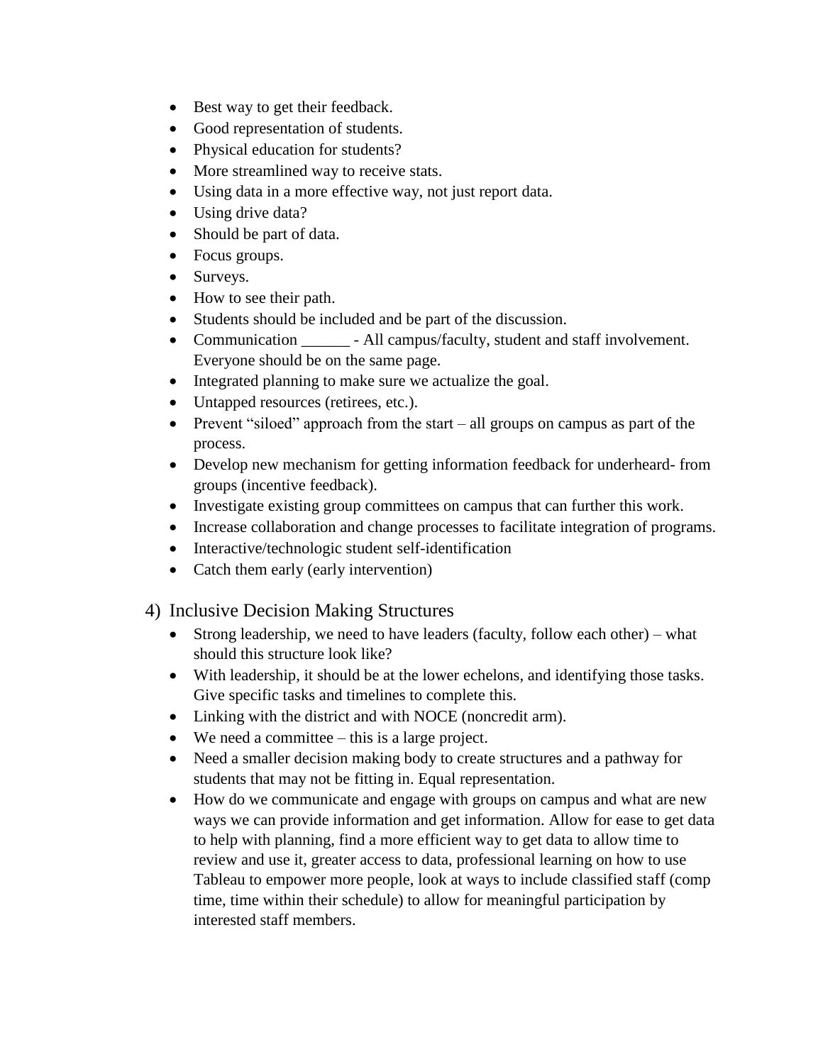- Best way to get their feedback.
- Good representation of students.
- Physical education for students?
- More streamlined way to receive stats.
- Using data in a more effective way, not just report data.
- Using drive data?
- Should be part of data.
- Focus groups.
- Surveys.
- How to see their path.
- Students should be included and be part of the discussion.
- Communication ______ - All campus/faculty, student and staff involvement. Everyone should be on the same page.
- Integrated planning to make sure we actualize the goal.
- Untapped resources (retirees, etc.).
- Prevent "siloed" approach from the start – all groups on campus as part of the process.
- Develop new mechanism for getting information feedback for underheard- from groups (incentive feedback).
- Investigate existing group committees on campus that can further this work.
- Increase collaboration and change processes to facilitate integration of programs.
- Interactive/technologic student self-identification
- Catch them early (early intervention)

4) Inclusive Decision Making Structures
   - Strong leadership, we need to have leaders (faculty, follow each other) – what should this structure look like?
   - With leadership, it should be at the lower echelons, and identifying those tasks. Give specific tasks and timelines to complete this.
   - Linking with the district and with NOCE (noncredit arm).
   - We need a committee – this is a large project.
   - Need a smaller decision making body to create structures and a pathway for students that may not be fitting in. Equal representation.
   - How do we communicate and engage with groups on campus and what are new ways we can provide information and get information. Allow for ease to get data to help with planning, find a more efficient way to get data to allow time to review and use it, greater access to data, professional learning on how to use Tableau to empower more people, look at ways to include classified staff (comp time, time within their schedule) to allow for meaningful participation by interested staff members.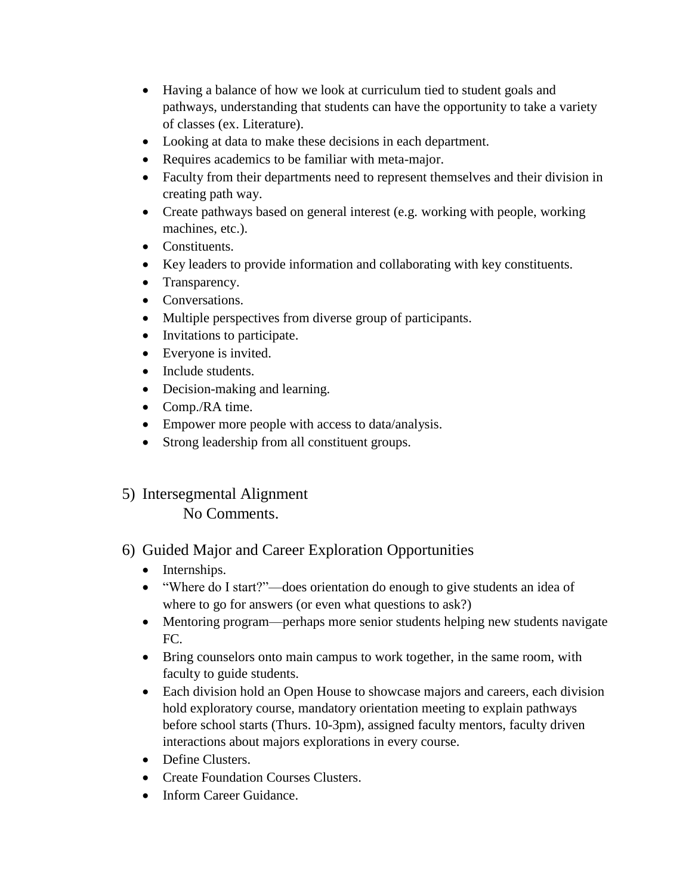- Having a balance of how we look at curriculum tied to student goals and pathways, understanding that students can have the opportunity to take a variety of classes (ex. Literature).
- Looking at data to make these decisions in each department.
- Requires academics to be familiar with meta-major.
- Faculty from their departments need to represent themselves and their division in creating path way.
- Create pathways based on general interest (e.g. working with people, working machines, etc.).
- Constituents.
- Key leaders to provide information and collaborating with key constituents.
- Transparency.
- Conversations.
- Multiple perspectives from diverse group of participants.
- Invitations to participate.
- Everyone is invited.
- Include students.
- Decision-making and learning.
- Comp./RA time.
- Empower more people with access to data/analysis.
- Strong leadership from all constituent groups.

5) Intersegmental Alignment

No Comments.

6) Guided Major and Career Exploration Opportunities

- Internships.
- "Where do I start?"—does orientation do enough to give students an idea of where to go for answers (or even what questions to ask?)
- Mentoring program—perhaps more senior students helping new students navigate FC.
- Bring counselors onto main campus to work together, in the same room, with faculty to guide students.
- Each division hold an Open House to showcase majors and careers, each division hold exploratory course, mandatory orientation meeting to explain pathways before school starts (Thurs. 10-3pm), assigned faculty mentors, faculty driven interactions about majors explorations in every course.
- Define Clusters.
- Create Foundation Courses Clusters.
- Inform Career Guidance.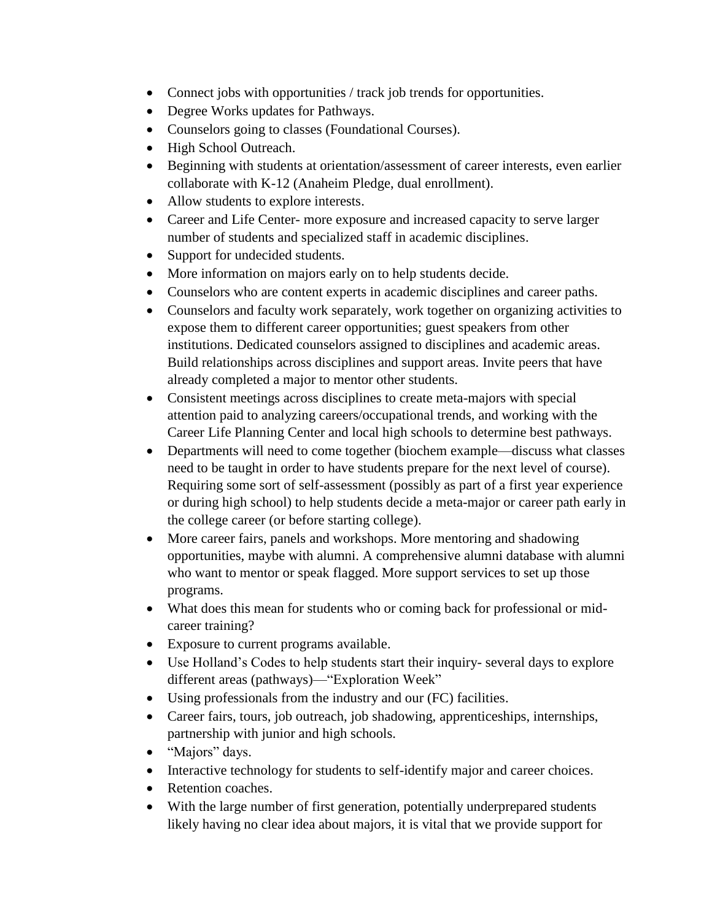- Connect jobs with opportunities / track job trends for opportunities.
- Degree Works updates for Pathways.
- Counselors going to classes (Foundational Courses).
- High School Outreach.
- Beginning with students at orientation/assessment of career interests, even earlier collaborate with K-12 (Anaheim Pledge, dual enrollment).
- Allow students to explore interests.
- Career and Life Center- more exposure and increased capacity to serve larger number of students and specialized staff in academic disciplines.
- Support for undecided students.
- More information on majors early on to help students decide.
- Counselors who are content experts in academic disciplines and career paths.
- Counselors and faculty work separately, work together on organizing activities to expose them to different career opportunities; guest speakers from other institutions. Dedicated counselors assigned to disciplines and academic areas. Build relationships across disciplines and support areas. Invite peers that have already completed a major to mentor other students.
- Consistent meetings across disciplines to create meta-majors with special attention paid to analyzing careers/occupational trends, and working with the Career Life Planning Center and local high schools to determine best pathways.
- Departments will need to come together (biochem example—discuss what classes need to be taught in order to have students prepare for the next level of course). Requiring some sort of self-assessment (possibly as part of a first year experience or during high school) to help students decide a meta-major or career path early in the college career (or before starting college).
- More career fairs, panels and workshops. More mentoring and shadowing opportunities, maybe with alumni. A comprehensive alumni database with alumni who want to mentor or speak flagged. More support services to set up those programs.
- What does this mean for students who or coming back for professional or mid-career training?
- Exposure to current programs available.
- Use Holland's Codes to help students start their inquiry- several days to explore different areas (pathways)—"Exploration Week"
- Using professionals from the industry and our (FC) facilities.
- Career fairs, tours, job outreach, job shadowing, apprenticeships, internships, partnership with junior and high schools.
- "Majors" days.
- Interactive technology for students to self-identify major and career choices.
- Retention coaches.
- With the large number of first generation, potentially underprepared students likely having no clear idea about majors, it is vital that we provide support for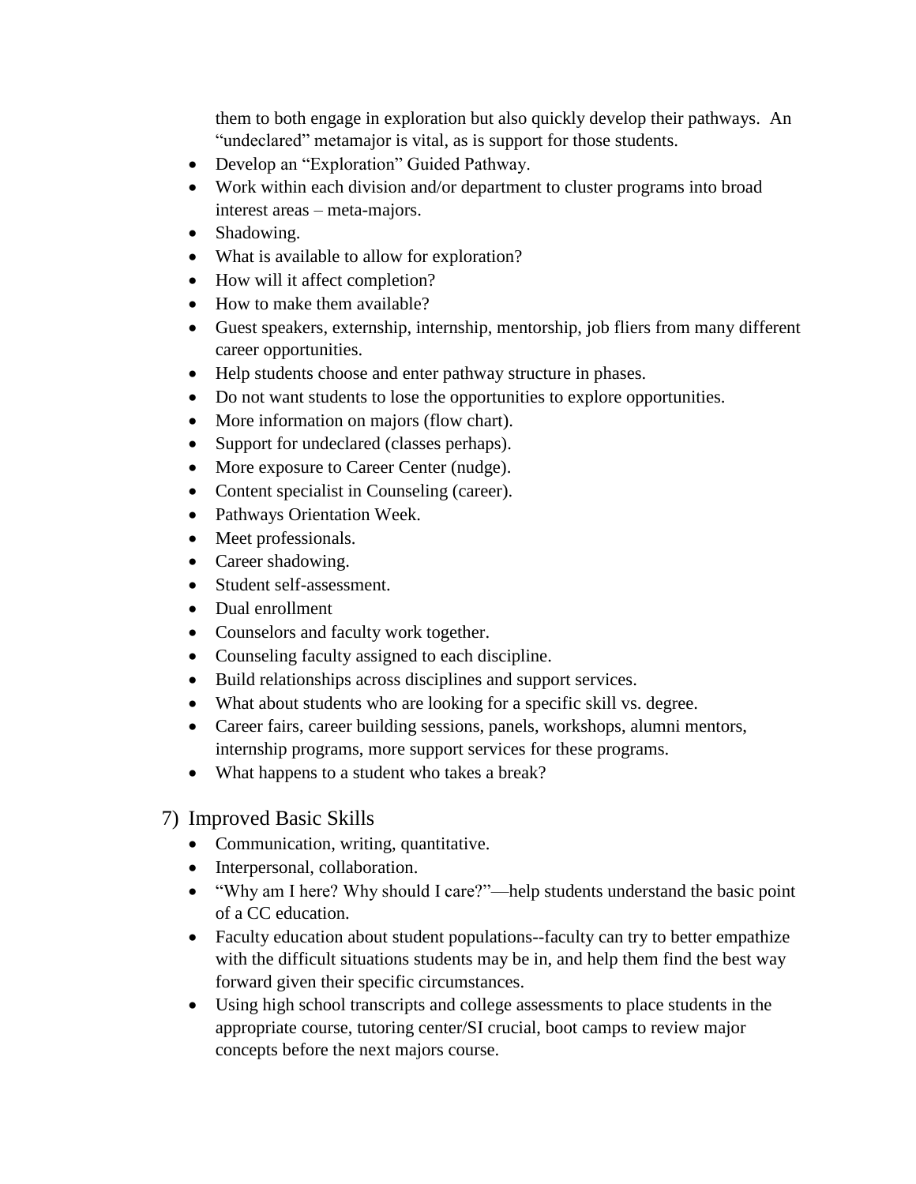them to both engage in exploration but also quickly develop their pathways. An "undeclared" metamajor is vital, as is support for those students.

- Develop an "Exploration" Guided Pathway.
- Work within each division and/or department to cluster programs into broad interest areas – meta-majors.
- Shadowing.
- What is available to allow for exploration?
- How will it affect completion?
- How to make them available?
- Guest speakers, externship, internship, mentorship, job fliers from many different career opportunities.
- Help students choose and enter pathway structure in phases.
- Do not want students to lose the opportunities to explore opportunities.
- More information on majors (flow chart).
- Support for undeclared (classes perhaps).
- More exposure to Career Center (nudge).
- Content specialist in Counseling (career).
- Pathways Orientation Week.
- Meet professionals.
- Career shadowing.
- Student self-assessment.
- Dual enrollment
- Counselors and faculty work together.
- Counseling faculty assigned to each discipline.
- Build relationships across disciplines and support services.
- What about students who are looking for a specific skill vs. degree.
- Career fairs, career building sessions, panels, workshops, alumni mentors, internship programs, more support services for these programs.
- What happens to a student who takes a break?

## 7) Improved Basic Skills

- Communication, writing, quantitative.
- Interpersonal, collaboration.
- "Why am I here? Why should I care?"—help students understand the basic point of a CC education.
- Faculty education about student populations--faculty can try to better empathize with the difficult situations students may be in, and help them find the best way forward given their specific circumstances.
- Using high school transcripts and college assessments to place students in the appropriate course, tutoring center/SI crucial, boot camps to review major concepts before the next majors course.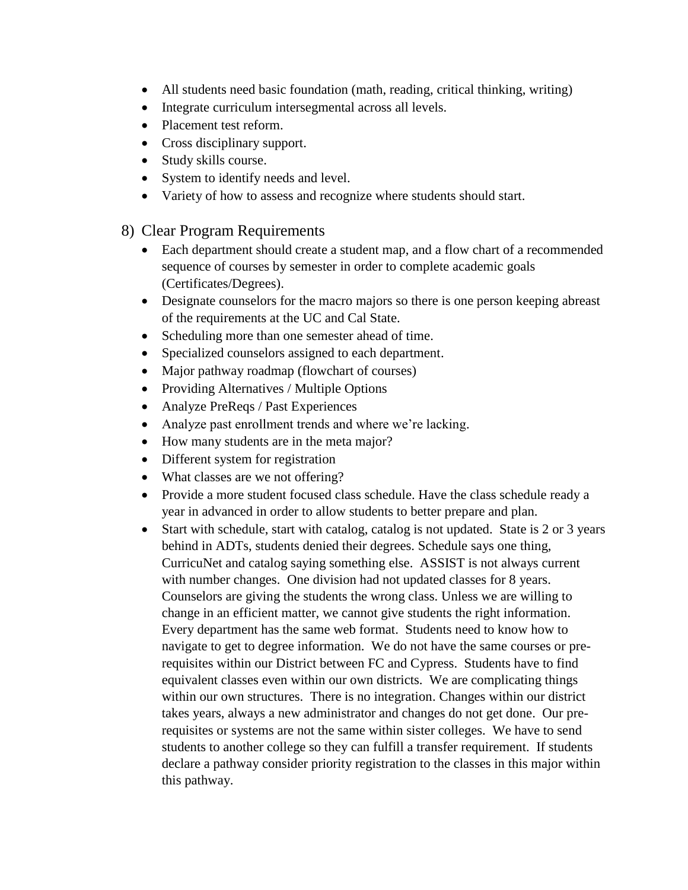- All students need basic foundation (math, reading, critical thinking, writing)
- Integrate curriculum intersegmental across all levels.
- Placement test reform.
- Cross disciplinary support.
- Study skills course.
- System to identify needs and level.
- Variety of how to assess and recognize where students should start.

8) Clear Program Requirements

- Each department should create a student map, and a flow chart of a recommended sequence of courses by semester in order to complete academic goals (Certificates/Degrees).
- Designate counselors for the macro majors so there is one person keeping abreast of the requirements at the UC and Cal State.
- Scheduling more than one semester ahead of time.
- Specialized counselors assigned to each department.
- Major pathway roadmap (flowchart of courses)
- Providing Alternatives / Multiple Options
- Analyze PreReqs / Past Experiences
- Analyze past enrollment trends and where we're lacking.
- How many students are in the meta major?
- Different system for registration
- What classes are we not offering?
- Provide a more student focused class schedule. Have the class schedule ready a year in advanced in order to allow students to better prepare and plan.
- Start with schedule, start with catalog, catalog is not updated. State is 2 or 3 years behind in ADTs, students denied their degrees. Schedule says one thing, CurricuNet and catalog saying something else. ASSIST is not always current with number changes. One division had not updated classes for 8 years. Counselors are giving the students the wrong class. Unless we are willing to change in an efficient matter, we cannot give students the right information. Every department has the same web format. Students need to know how to navigate to get to degree information. We do not have the same courses or pre-requisites within our District between FC and Cypress. Students have to find equivalent classes even within our own districts. We are complicating things within our own structures. There is no integration. Changes within our district takes years, always a new administrator and changes do not get done. Our pre-requisites or systems are not the same within sister colleges. We have to send students to another college so they can fulfill a transfer requirement. If students declare a pathway consider priority registration to the classes in this major within this pathway.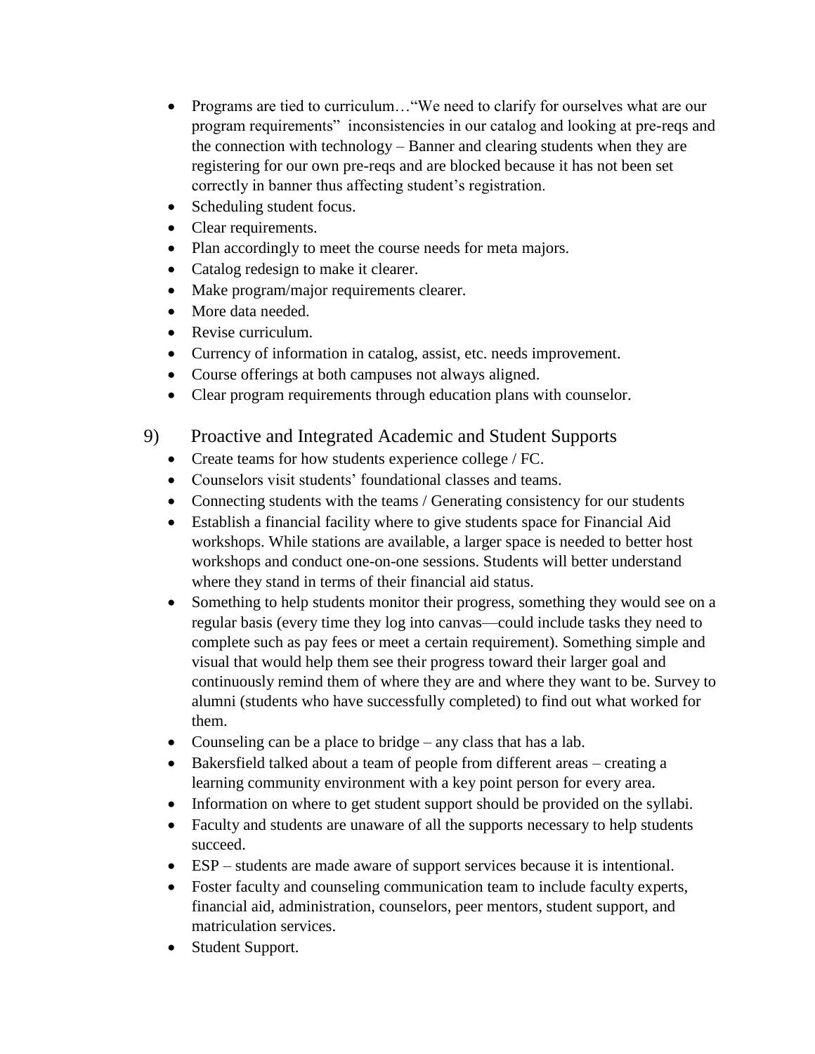- Programs are tied to curriculum…"We need to clarify for ourselves what are our program requirements" inconsistencies in our catalog and looking at pre-reqs and the connection with technology – Banner and clearing students when they are registering for our own pre-reqs and are blocked because it has not been set correctly in banner thus affecting student's registration.
- Scheduling student focus.
- Clear requirements.
- Plan accordingly to meet the course needs for meta majors.
- Catalog redesign to make it clearer.
- Make program/major requirements clearer.
- More data needed.
- Revise curriculum.
- Currency of information in catalog, assist, etc. needs improvement.
- Course offerings at both campuses not always aligned.
- Clear program requirements through education plans with counselor.

## 9) Proactive and Integrated Academic and Student Supports

- Create teams for how students experience college / FC.
- Counselors visit students' foundational classes and teams.
- Connecting students with the teams / Generating consistency for our students
- Establish a financial facility where to give students space for Financial Aid workshops. While stations are available, a larger space is needed to better host workshops and conduct one-on-one sessions. Students will better understand where they stand in terms of their financial aid status.
- Something to help students monitor their progress, something they would see on a regular basis (every time they log into canvas—could include tasks they need to complete such as pay fees or meet a certain requirement). Something simple and visual that would help them see their progress toward their larger goal and continuously remind them of where they are and where they want to be. Survey to alumni (students who have successfully completed) to find out what worked for them.
- Counseling can be a place to bridge – any class that has a lab.
- Bakersfield talked about a team of people from different areas – creating a learning community environment with a key point person for every area.
- Information on where to get student support should be provided on the syllabi.
- Faculty and students are unaware of all the supports necessary to help students succeed.
- ESP – students are made aware of support services because it is intentional.
- Foster faculty and counseling communication team to include faculty experts, financial aid, administration, counselors, peer mentors, student support, and matriculation services.
- Student Support.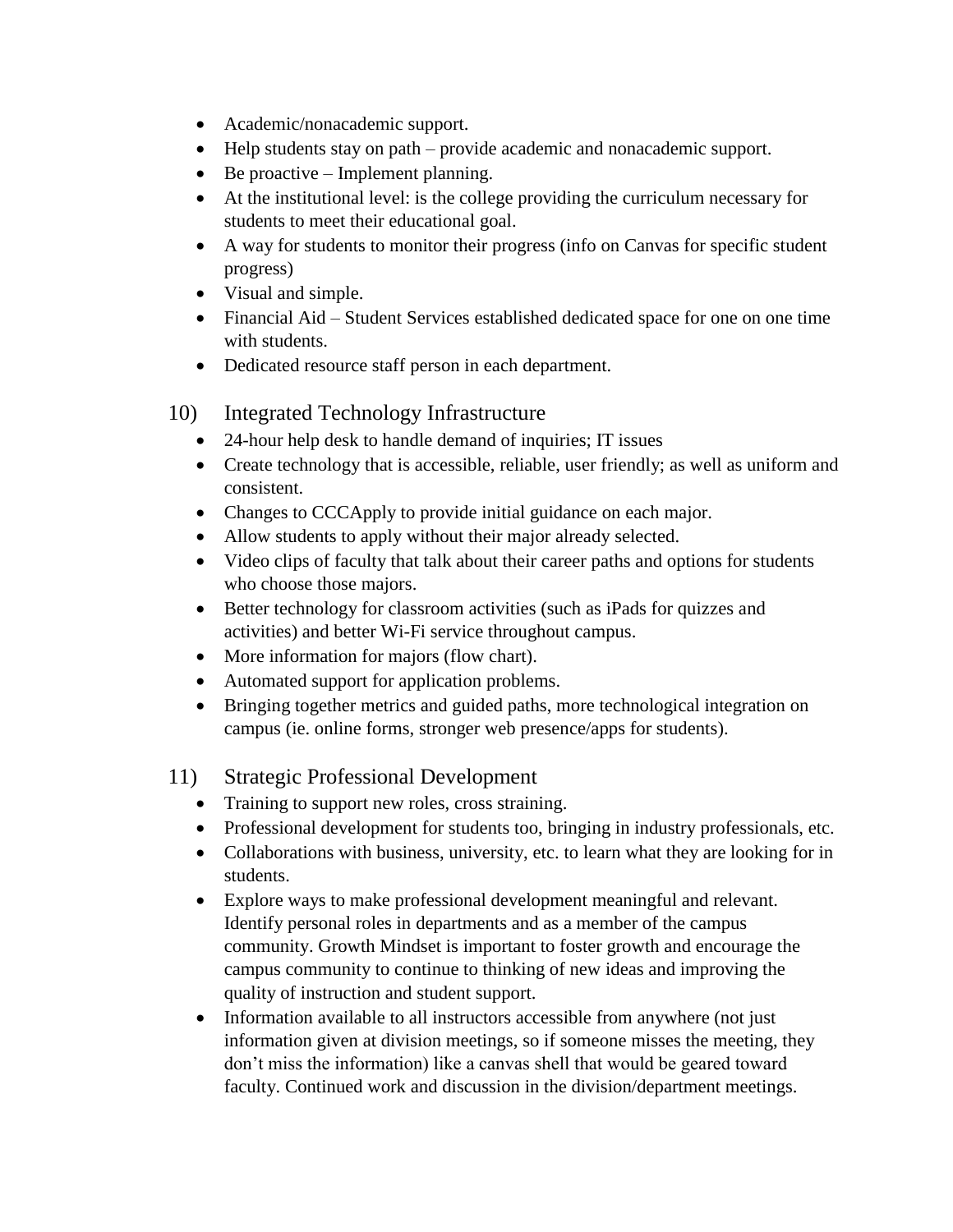- Academic/nonacademic support.
- Help students stay on path – provide academic and nonacademic support.
- Be proactive – Implement planning.
- At the institutional level: is the college providing the curriculum necessary for students to meet their educational goal.
- A way for students to monitor their progress (info on Canvas for specific student progress)
- Visual and simple.
- Financial Aid – Student Services established dedicated space for one on one time with students.
- Dedicated resource staff person in each department.

10) Integrated Technology Infrastructure

- 24-hour help desk to handle demand of inquiries; IT issues
- Create technology that is accessible, reliable, user friendly; as well as uniform and consistent.
- Changes to CCCApply to provide initial guidance on each major.
- Allow students to apply without their major already selected.
- Video clips of faculty that talk about their career paths and options for students who choose those majors.
- Better technology for classroom activities (such as iPads for quizzes and activities) and better Wi-Fi service throughout campus.
- More information for majors (flow chart).
- Automated support for application problems.
- Bringing together metrics and guided paths, more technological integration on campus (ie. online forms, stronger web presence/apps for students).

11) Strategic Professional Development

- Training to support new roles, cross straining.
- Professional development for students too, bringing in industry professionals, etc.
- Collaborations with business, university, etc. to learn what they are looking for in students.
- Explore ways to make professional development meaningful and relevant. Identify personal roles in departments and as a member of the campus community. Growth Mindset is important to foster growth and encourage the campus community to continue to thinking of new ideas and improving the quality of instruction and student support.
- Information available to all instructors accessible from anywhere (not just information given at division meetings, so if someone misses the meeting, they don't miss the information) like a canvas shell that would be geared toward faculty. Continued work and discussion in the division/department meetings.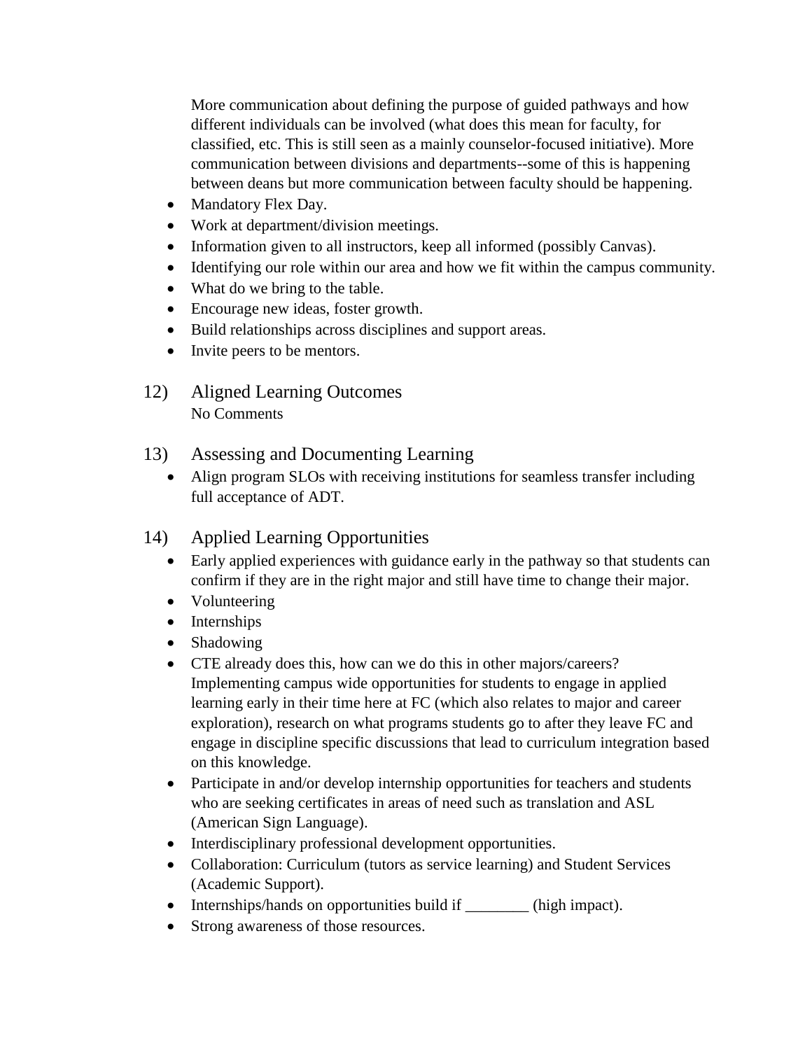More communication about defining the purpose of guided pathways and how different individuals can be involved (what does this mean for faculty, for classified, etc. This is still seen as a mainly counselor-focused initiative). More communication between divisions and departments--some of this is happening between deans but more communication between faculty should be happening.

- Mandatory Flex Day.
- Work at department/division meetings.
- Information given to all instructors, keep all informed (possibly Canvas).
- Identifying our role within our area and how we fit within the campus community.
- What do we bring to the table.
- Encourage new ideas, foster growth.
- Build relationships across disciplines and support areas.
- Invite peers to be mentors.

## 12) Aligned Learning Outcomes

No Comments

## 13) Assessing and Documenting Learning

- Align program SLOs with receiving institutions for seamless transfer including full acceptance of ADT.

## 14) Applied Learning Opportunities

- Early applied experiences with guidance early in the pathway so that students can confirm if they are in the right major and still have time to change their major.
- Volunteering
- Internships
- Shadowing
- CTE already does this, how can we do this in other majors/careers? Implementing campus wide opportunities for students to engage in applied learning early in their time here at FC (which also relates to major and career exploration), research on what programs students go to after they leave FC and engage in discipline specific discussions that lead to curriculum integration based on this knowledge.
- Participate in and/or develop internship opportunities for teachers and students who are seeking certificates in areas of need such as translation and ASL (American Sign Language).
- Interdisciplinary professional development opportunities.
- Collaboration: Curriculum (tutors as service learning) and Student Services (Academic Support).
- Internships/hands on opportunities build if ________ (high impact).
- Strong awareness of those resources.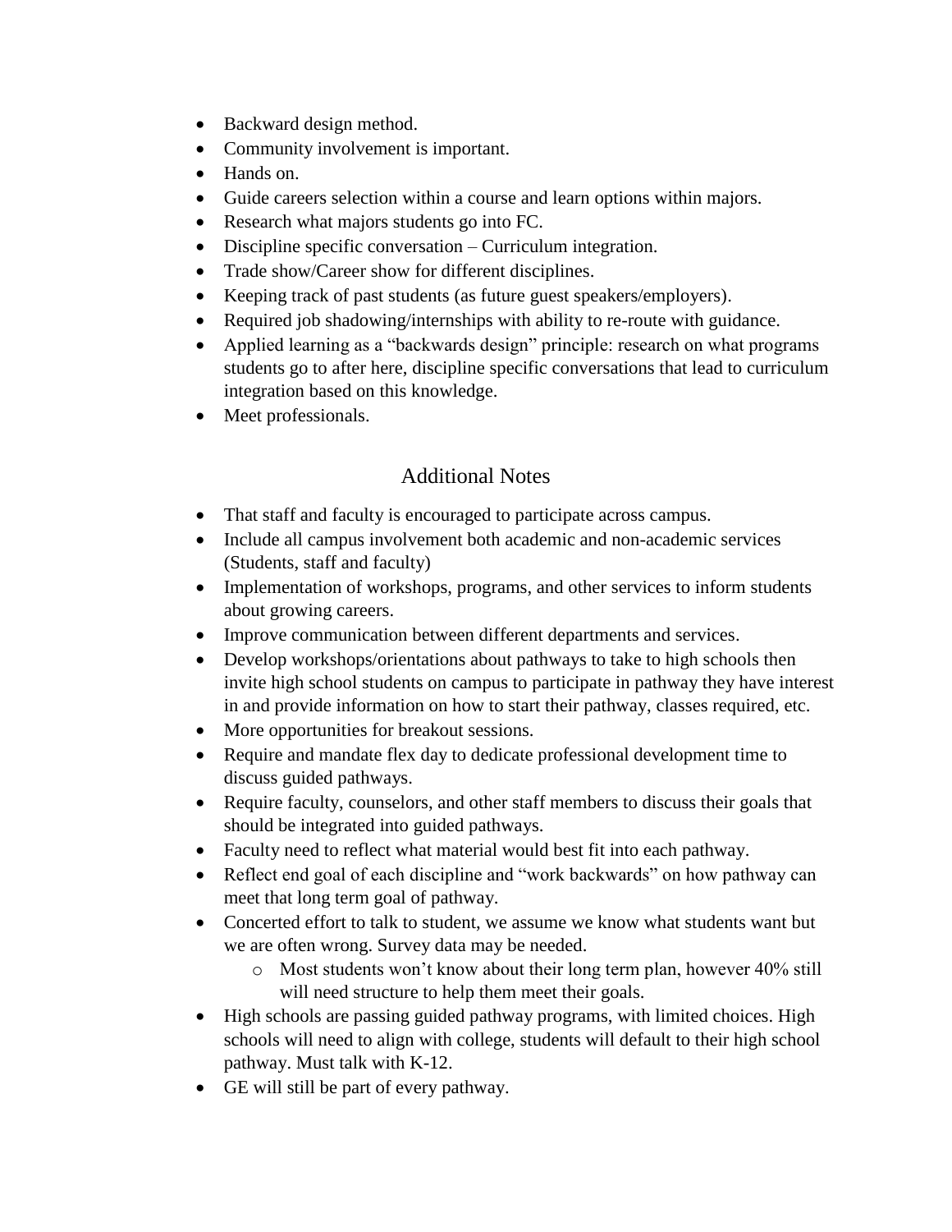- Backward design method.
- Community involvement is important.
- Hands on.
- Guide careers selection within a course and learn options within majors.
- Research what majors students go into FC.
- Discipline specific conversation – Curriculum integration.
- Trade show/Career show for different disciplines.
- Keeping track of past students (as future guest speakers/employers).
- Required job shadowing/internships with ability to re-route with guidance.
- Applied learning as a "backwards design" principle: research on what programs students go to after here, discipline specific conversations that lead to curriculum integration based on this knowledge.
- Meet professionals.

## Additional Notes

- That staff and faculty is encouraged to participate across campus.
- Include all campus involvement both academic and non-academic services (Students, staff and faculty)
- Implementation of workshops, programs, and other services to inform students about growing careers.
- Improve communication between different departments and services.
- Develop workshops/orientations about pathways to take to high schools then invite high school students on campus to participate in pathway they have interest in and provide information on how to start their pathway, classes required, etc.
- More opportunities for breakout sessions.
- Require and mandate flex day to dedicate professional development time to discuss guided pathways.
- Require faculty, counselors, and other staff members to discuss their goals that should be integrated into guided pathways.
- Faculty need to reflect what material would best fit into each pathway.
- Reflect end goal of each discipline and "work backwards" on how pathway can meet that long term goal of pathway.
- Concerted effort to talk to student, we assume we know what students want but we are often wrong. Survey data may be needed.
  - Most students won't know about their long term plan, however 40% still will need structure to help them meet their goals.
- High schools are passing guided pathway programs, with limited choices. High schools will need to align with college, students will default to their high school pathway. Must talk with K-12.
- GE will still be part of every pathway.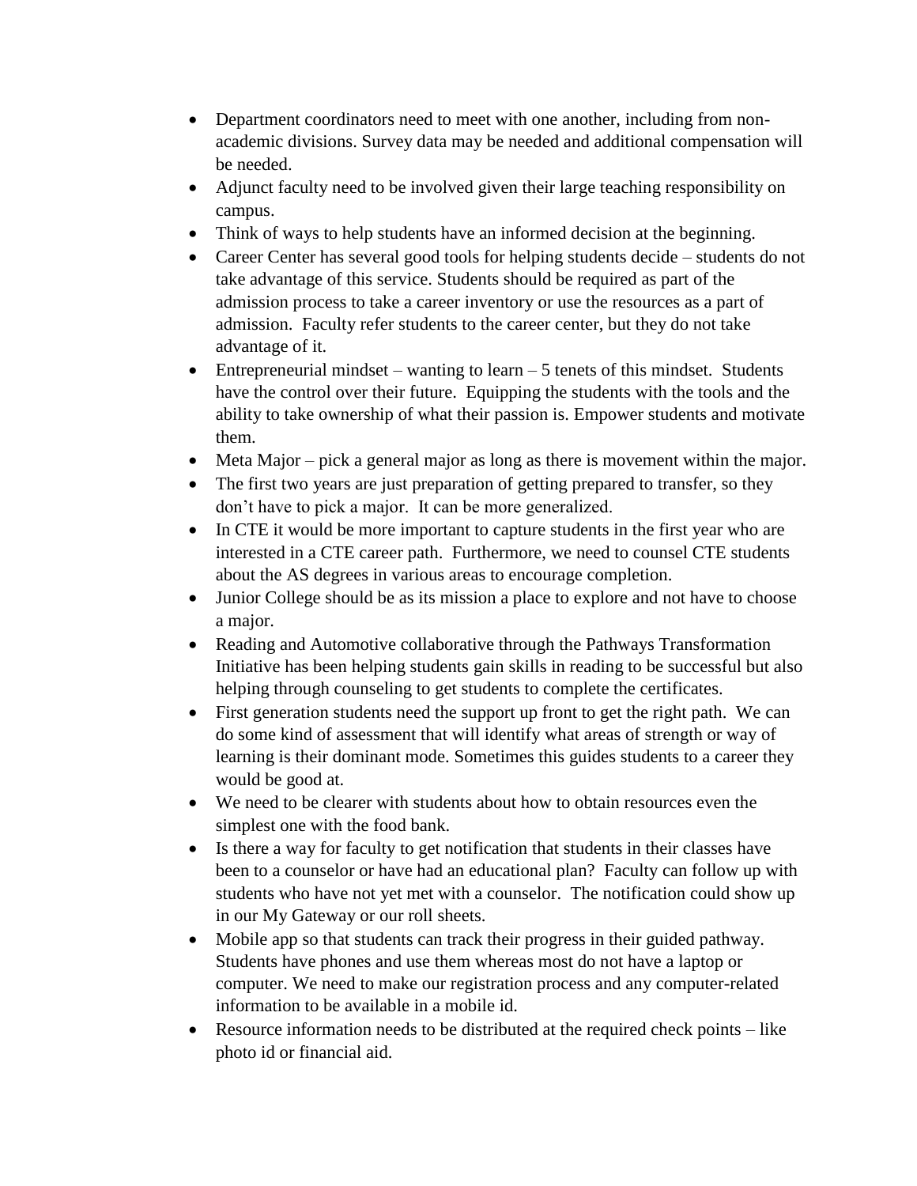- Department coordinators need to meet with one another, including from non-academic divisions. Survey data may be needed and additional compensation will be needed.
- Adjunct faculty need to be involved given their large teaching responsibility on campus.
- Think of ways to help students have an informed decision at the beginning.
- Career Center has several good tools for helping students decide – students do not take advantage of this service. Students should be required as part of the admission process to take a career inventory or use the resources as a part of admission. Faculty refer students to the career center, but they do not take advantage of it.
- Entrepreneurial mindset – wanting to learn – 5 tenets of this mindset. Students have the control over their future. Equipping the students with the tools and the ability to take ownership of what their passion is. Empower students and motivate them.
- Meta Major – pick a general major as long as there is movement within the major.
- The first two years are just preparation of getting prepared to transfer, so they don't have to pick a major. It can be more generalized.
- In CTE it would be more important to capture students in the first year who are interested in a CTE career path. Furthermore, we need to counsel CTE students about the AS degrees in various areas to encourage completion.
- Junior College should be as its mission a place to explore and not have to choose a major.
- Reading and Automotive collaborative through the Pathways Transformation Initiative has been helping students gain skills in reading to be successful but also helping through counseling to get students to complete the certificates.
- First generation students need the support up front to get the right path. We can do some kind of assessment that will identify what areas of strength or way of learning is their dominant mode. Sometimes this guides students to a career they would be good at.
- We need to be clearer with students about how to obtain resources even the simplest one with the food bank.
- Is there a way for faculty to get notification that students in their classes have been to a counselor or have had an educational plan? Faculty can follow up with students who have not yet met with a counselor. The notification could show up in our My Gateway or our roll sheets.
- Mobile app so that students can track their progress in their guided pathway. Students have phones and use them whereas most do not have a laptop or computer. We need to make our registration process and any computer-related information to be available in a mobile id.
- Resource information needs to be distributed at the required check points – like photo id or financial aid.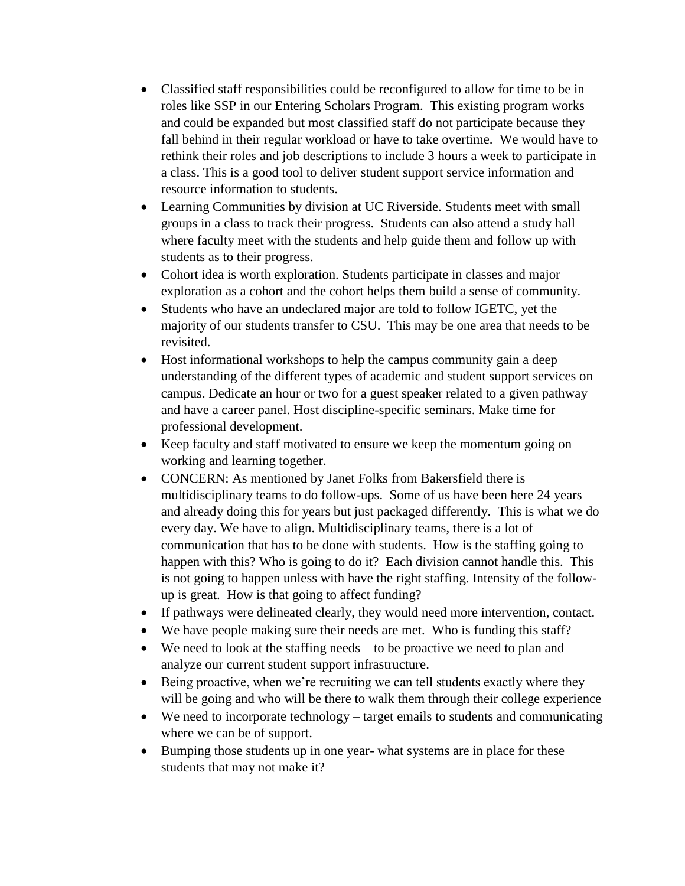- Classified staff responsibilities could be reconfigured to allow for time to be in roles like SSP in our Entering Scholars Program. This existing program works and could be expanded but most classified staff do not participate because they fall behind in their regular workload or have to take overtime. We would have to rethink their roles and job descriptions to include 3 hours a week to participate in a class. This is a good tool to deliver student support service information and resource information to students.
- Learning Communities by division at UC Riverside. Students meet with small groups in a class to track their progress. Students can also attend a study hall where faculty meet with the students and help guide them and follow up with students as to their progress.
- Cohort idea is worth exploration. Students participate in classes and major exploration as a cohort and the cohort helps them build a sense of community.
- Students who have an undeclared major are told to follow IGETC, yet the majority of our students transfer to CSU. This may be one area that needs to be revisited.
- Host informational workshops to help the campus community gain a deep understanding of the different types of academic and student support services on campus. Dedicate an hour or two for a guest speaker related to a given pathway and have a career panel. Host discipline-specific seminars. Make time for professional development.
- Keep faculty and staff motivated to ensure we keep the momentum going on working and learning together.
- CONCERN: As mentioned by Janet Folks from Bakersfield there is multidisciplinary teams to do follow-ups. Some of us have been here 24 years and already doing this for years but just packaged differently. This is what we do every day. We have to align. Multidisciplinary teams, there is a lot of communication that has to be done with students. How is the staffing going to happen with this? Who is going to do it? Each division cannot handle this. This is not going to happen unless with have the right staffing. Intensity of the follow-up is great. How is that going to affect funding?
- If pathways were delineated clearly, they would need more intervention, contact.
- We have people making sure their needs are met. Who is funding this staff?
- We need to look at the staffing needs – to be proactive we need to plan and analyze our current student support infrastructure.
- Being proactive, when we're recruiting we can tell students exactly where they will be going and who will be there to walk them through their college experience
- We need to incorporate technology – target emails to students and communicating where we can be of support.
- Bumping those students up in one year- what systems are in place for these students that may not make it?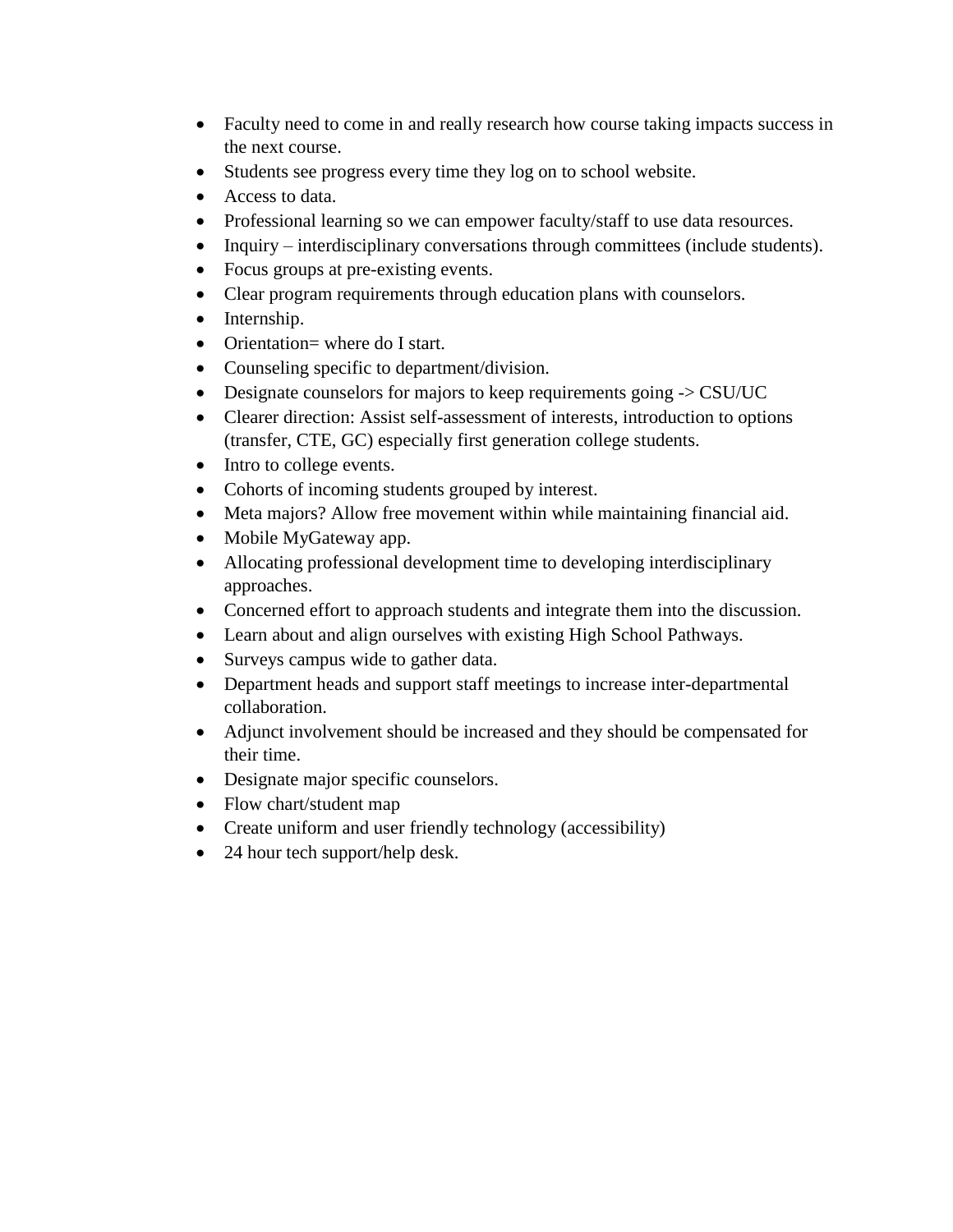- Faculty need to come in and really research how course taking impacts success in the next course.
- Students see progress every time they log on to school website.
- Access to data.
- Professional learning so we can empower faculty/staff to use data resources.
- Inquiry – interdisciplinary conversations through committees (include students).
- Focus groups at pre-existing events.
- Clear program requirements through education plans with counselors.
- Internship.
- Orientation= where do I start.
- Counseling specific to department/division.
- Designate counselors for majors to keep requirements going -> CSU/UC
- Clearer direction: Assist self-assessment of interests, introduction to options (transfer, CTE, GC) especially first generation college students.
- Intro to college events.
- Cohorts of incoming students grouped by interest.
- Meta majors? Allow free movement within while maintaining financial aid.
- Mobile MyGateway app.
- Allocating professional development time to developing interdisciplinary approaches.
- Concerned effort to approach students and integrate them into the discussion.
- Learn about and align ourselves with existing High School Pathways.
- Surveys campus wide to gather data.
- Department heads and support staff meetings to increase inter-departmental collaboration.
- Adjunct involvement should be increased and they should be compensated for their time.
- Designate major specific counselors.
- Flow chart/student map
- Create uniform and user friendly technology (accessibility)
- 24 hour tech support/help desk.